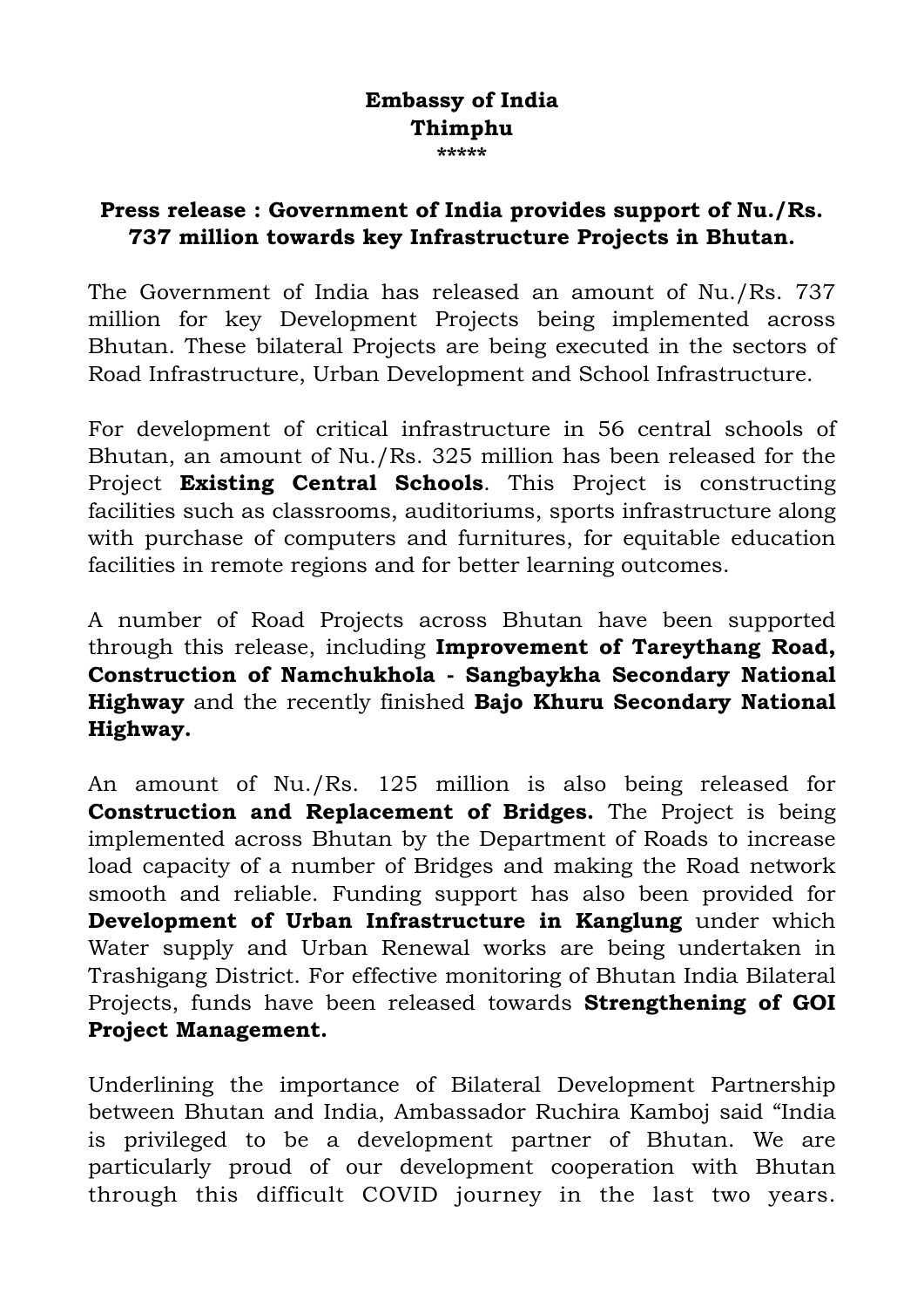**Embassy of India**
**Thimphu**
*****

**Press release : Government of India provides support of Nu./Rs. 737 million towards key Infrastructure Projects in Bhutan.**

The Government of India has released an amount of Nu./Rs. 737 million for key Development Projects being implemented across Bhutan. These bilateral Projects are being executed in the sectors of Road Infrastructure, Urban Development and School Infrastructure.

For development of critical infrastructure in 56 central schools of Bhutan, an amount of Nu./Rs. 325 million has been released for the Project **Existing Central Schools**. This Project is constructing facilities such as classrooms, auditoriums, sports infrastructure along with purchase of computers and furnitures, for equitable education facilities in remote regions and for better learning outcomes.

A number of Road Projects across Bhutan have been supported through this release, including **Improvement of Tareythang Road, Construction of Namchukhola - Sangbaykha Secondary National Highway** and the recently finished **Bajo Khuru Secondary National Highway.**

An amount of Nu./Rs. 125 million is also being released for **Construction and Replacement of Bridges.** The Project is being implemented across Bhutan by the Department of Roads to increase load capacity of a number of Bridges and making the Road network smooth and reliable. Funding support has also been provided for **Development of Urban Infrastructure in Kanglung** under which Water supply and Urban Renewal works are being undertaken in Trashigang District. For effective monitoring of Bhutan India Bilateral Projects, funds have been released towards **Strengthening of GOI Project Management.**

Underlining the importance of Bilateral Development Partnership between Bhutan and India, Ambassador Ruchira Kamboj said "India is privileged to be a development partner of Bhutan. We are particularly proud of our development cooperation with Bhutan through this difficult COVID journey in the last two years.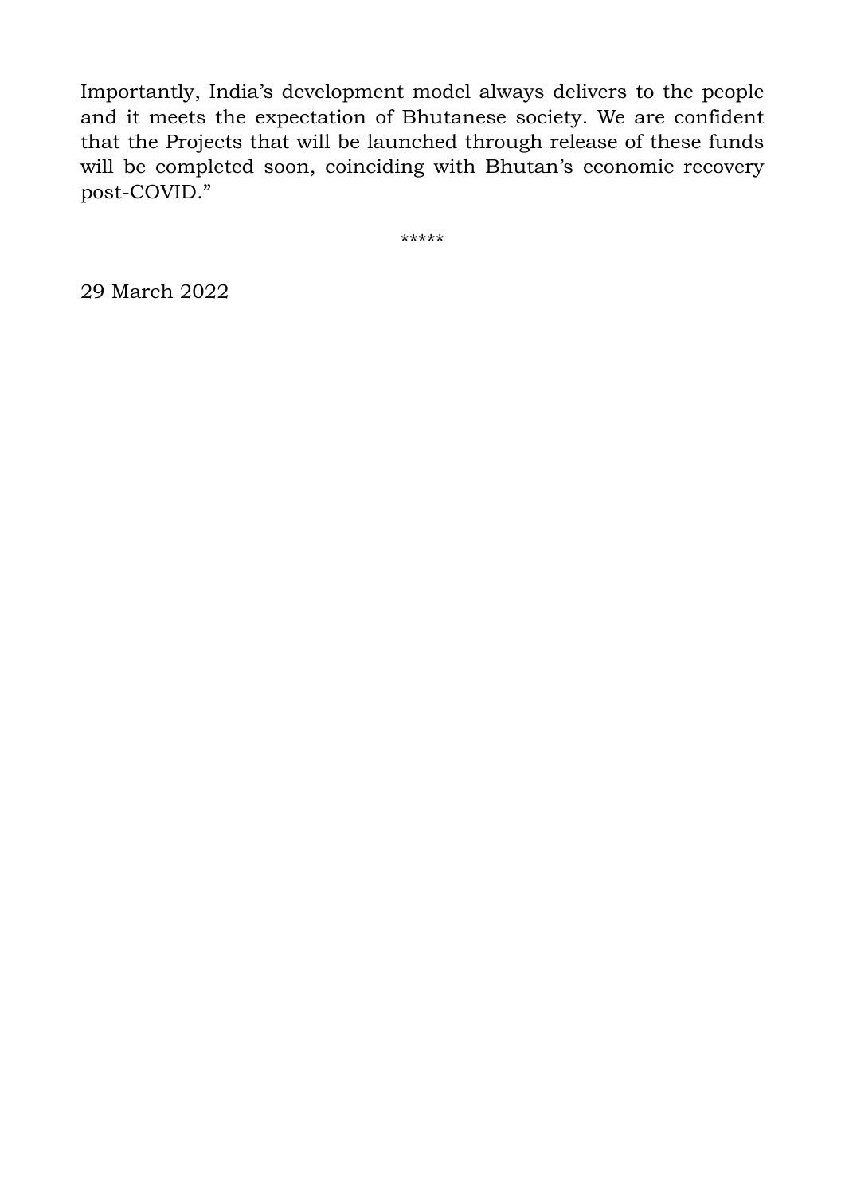Importantly, India’s development model always delivers to the people and it meets the expectation of Bhutanese society. We are confident that the Projects that will be launched through release of these funds will be completed soon, coinciding with Bhutan’s economic recovery post-COVID.”

*****

29 March 2022